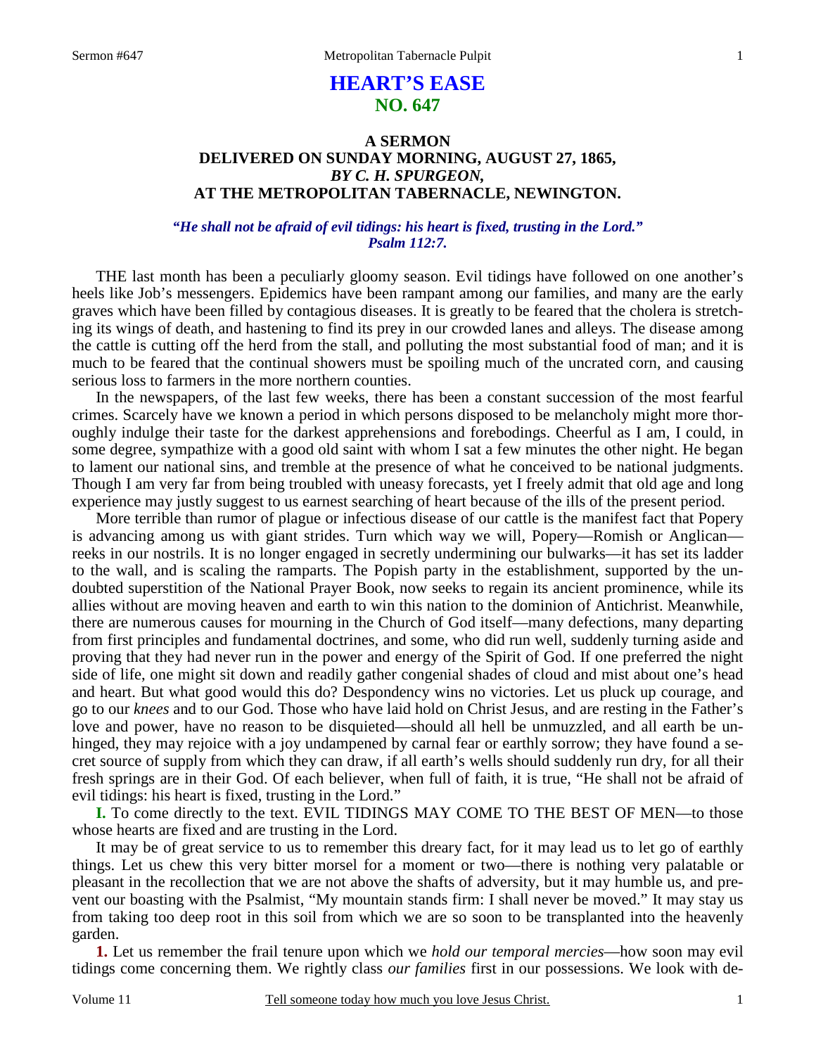# HEART'S EASE

## NO. 647

### A SERMON DELIVERED ON SUNDAY MORNING, AUGUST 27, 1865, *BY C. H. SPURGEON,* AT THE METROPOLITAN TABERNACLE, NEWINGTON.

***"He shall not be afraid of evil tidings: his heart is fixed, trusting in the Lord." Psalm 112:7.***

THE last month has been a peculiarly gloomy season. Evil tidings have followed on one another's heels like Job's messengers. Epidemics have been rampant among our families, and many are the early graves which have been filled by contagious diseases. It is greatly to be feared that the cholera is stretching its wings of death, and hastening to find its prey in our crowded lanes and alleys. The disease among the cattle is cutting off the herd from the stall, and polluting the most substantial food of man; and it is much to be feared that the continual showers must be spoiling much of the uncrated corn, and causing serious loss to farmers in the more northern counties.

In the newspapers, of the last few weeks, there has been a constant succession of the most fearful crimes. Scarcely have we known a period in which persons disposed to be melancholy might more thoroughly indulge their taste for the darkest apprehensions and forebodings. Cheerful as I am, I could, in some degree, sympathize with a good old saint with whom I sat a few minutes the other night. He began to lament our national sins, and tremble at the presence of what he conceived to be national judgments. Though I am very far from being troubled with uneasy forecasts, yet I freely admit that old age and long experience may justly suggest to us earnest searching of heart because of the ills of the present period.

More terrible than rumor of plague or infectious disease of our cattle is the manifest fact that Popery is advancing among us with giant strides. Turn which way we will, Popery—Romish or Anglican—reeks in our nostrils. It is no longer engaged in secretly undermining our bulwarks—it has set its ladder to the wall, and is scaling the ramparts. The Popish party in the establishment, supported by the undoubted superstition of the National Prayer Book, now seeks to regain its ancient prominence, while its allies without are moving heaven and earth to win this nation to the dominion of Antichrist. Meanwhile, there are numerous causes for mourning in the Church of God itself—many defections, many departing from first principles and fundamental doctrines, and some, who did run well, suddenly turning aside and proving that they had never run in the power and energy of the Spirit of God. If one preferred the night side of life, one might sit down and readily gather congenial shades of cloud and mist about one's head and heart. But what good would this do? Despondency wins no victories. Let us pluck up courage, and go to our *knees* and to our God. Those who have laid hold on Christ Jesus, and are resting in the Father's love and power, have no reason to be disquieted—should all hell be unmuzzled, and all earth be unhinged, they may rejoice with a joy undampened by carnal fear or earthly sorrow; they have found a secret source of supply from which they can draw, if all earth's wells should suddenly run dry, for all their fresh springs are in their God. Of each believer, when full of faith, it is true, "He shall not be afraid of evil tidings: his heart is fixed, trusting in the Lord."

**I.** To come directly to the text. EVIL TIDINGS MAY COME TO THE BEST OF MEN—to those whose hearts are fixed and are trusting in the Lord.

It may be of great service to us to remember this dreary fact, for it may lead us to let go of earthly things. Let us chew this very bitter morsel for a moment or two—there is nothing very palatable or pleasant in the recollection that we are not above the shafts of adversity, but it may humble us, and prevent our boasting with the Psalmist, "My mountain stands firm: I shall never be moved." It may stay us from taking too deep root in this soil from which we are so soon to be transplanted into the heavenly garden.

**1.** Let us remember the frail tenure upon which we *hold our temporal mercies*—how soon may evil tidings come concerning them. We rightly class *our families* first in our possessions. We look with de-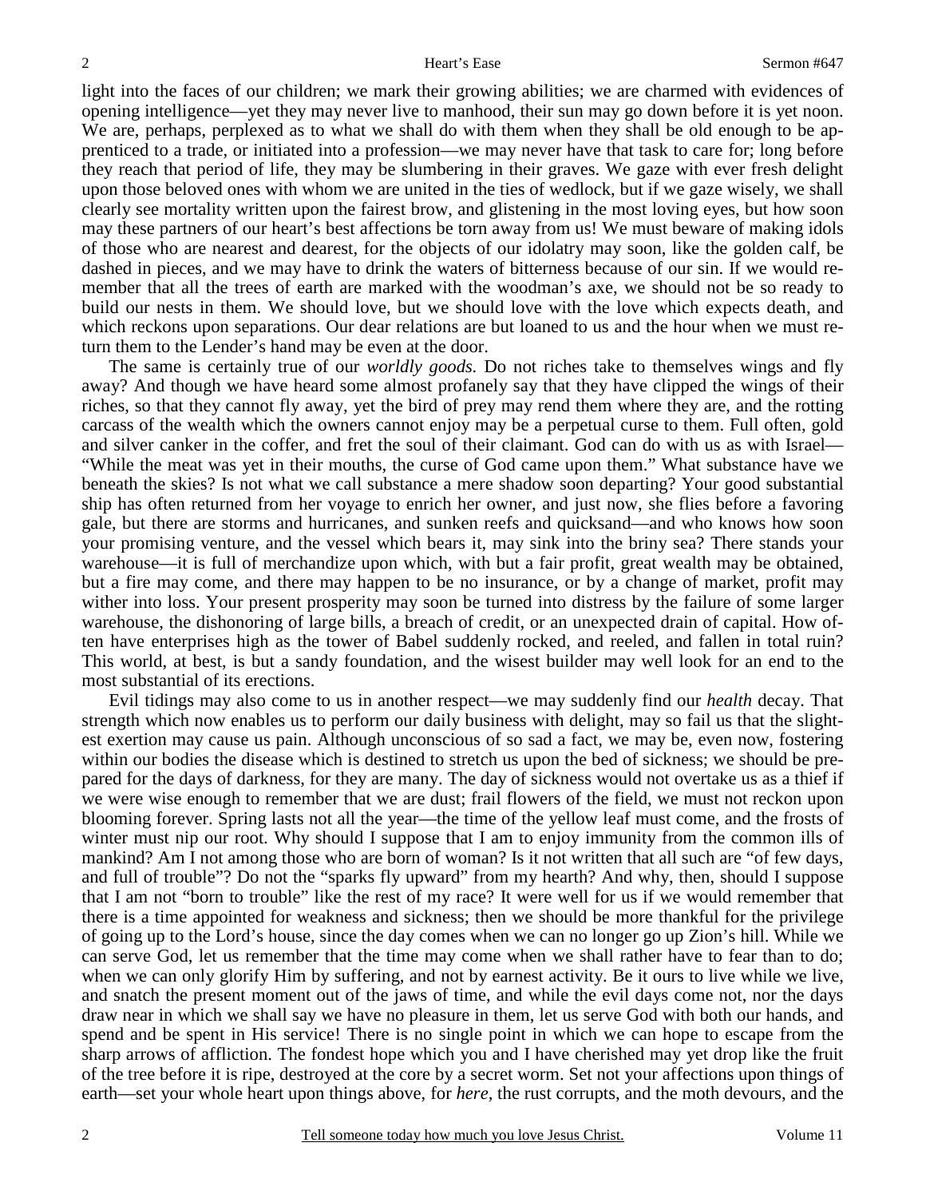light into the faces of our children; we mark their growing abilities; we are charmed with evidences of opening intelligence—yet they may never live to manhood, their sun may go down before it is yet noon. We are, perhaps, perplexed as to what we shall do with them when they shall be old enough to be apprenticed to a trade, or initiated into a profession—we may never have that task to care for; long before they reach that period of life, they may be slumbering in their graves. We gaze with ever fresh delight upon those beloved ones with whom we are united in the ties of wedlock, but if we gaze wisely, we shall clearly see mortality written upon the fairest brow, and glistening in the most loving eyes, but how soon may these partners of our heart's best affections be torn away from us! We must beware of making idols of those who are nearest and dearest, for the objects of our idolatry may soon, like the golden calf, be dashed in pieces, and we may have to drink the waters of bitterness because of our sin. If we would remember that all the trees of earth are marked with the woodman's axe, we should not be so ready to build our nests in them. We should love, but we should love with the love which expects death, and which reckons upon separations. Our dear relations are but loaned to us and the hour when we must return them to the Lender's hand may be even at the door.

The same is certainly true of our *worldly goods.* Do not riches take to themselves wings and fly away? And though we have heard some almost profanely say that they have clipped the wings of their riches, so that they cannot fly away, yet the bird of prey may rend them where they are, and the rotting carcass of the wealth which the owners cannot enjoy may be a perpetual curse to them. Full often, gold and silver canker in the coffer, and fret the soul of their claimant. God can do with us as with Israel—"While the meat was yet in their mouths, the curse of God came upon them." What substance have we beneath the skies? Is not what we call substance a mere shadow soon departing? Your good substantial ship has often returned from her voyage to enrich her owner, and just now, she flies before a favoring gale, but there are storms and hurricanes, and sunken reefs and quicksand—and who knows how soon your promising venture, and the vessel which bears it, may sink into the briny sea? There stands your warehouse—it is full of merchandize upon which, with but a fair profit, great wealth may be obtained, but a fire may come, and there may happen to be no insurance, or by a change of market, profit may wither into loss. Your present prosperity may soon be turned into distress by the failure of some larger warehouse, the dishonoring of large bills, a breach of credit, or an unexpected drain of capital. How often have enterprises high as the tower of Babel suddenly rocked, and reeled, and fallen in total ruin? This world, at best, is but a sandy foundation, and the wisest builder may well look for an end to the most substantial of its erections.

Evil tidings may also come to us in another respect—we may suddenly find our *health* decay. That strength which now enables us to perform our daily business with delight, may so fail us that the slightest exertion may cause us pain. Although unconscious of so sad a fact, we may be, even now, fostering within our bodies the disease which is destined to stretch us upon the bed of sickness; we should be prepared for the days of darkness, for they are many. The day of sickness would not overtake us as a thief if we were wise enough to remember that we are dust; frail flowers of the field, we must not reckon upon blooming forever. Spring lasts not all the year—the time of the yellow leaf must come, and the frosts of winter must nip our root. Why should I suppose that I am to enjoy immunity from the common ills of mankind? Am I not among those who are born of woman? Is it not written that all such are "of few days, and full of trouble"? Do not the "sparks fly upward" from my hearth? And why, then, should I suppose that I am not "born to trouble" like the rest of my race? It were well for us if we would remember that there is a time appointed for weakness and sickness; then we should be more thankful for the privilege of going up to the Lord's house, since the day comes when we can no longer go up Zion's hill. While we can serve God, let us remember that the time may come when we shall rather have to fear than to do; when we can only glorify Him by suffering, and not by earnest activity. Be it ours to live while we live, and snatch the present moment out of the jaws of time, and while the evil days come not, nor the days draw near in which we shall say we have no pleasure in them, let us serve God with both our hands, and spend and be spent in His service! There is no single point in which we can hope to escape from the sharp arrows of affliction. The fondest hope which you and I have cherished may yet drop like the fruit of the tree before it is ripe, destroyed at the core by a secret worm. Set not your affections upon things of earth—set your whole heart upon things above, for *here,* the rust corrupts, and the moth devours, and the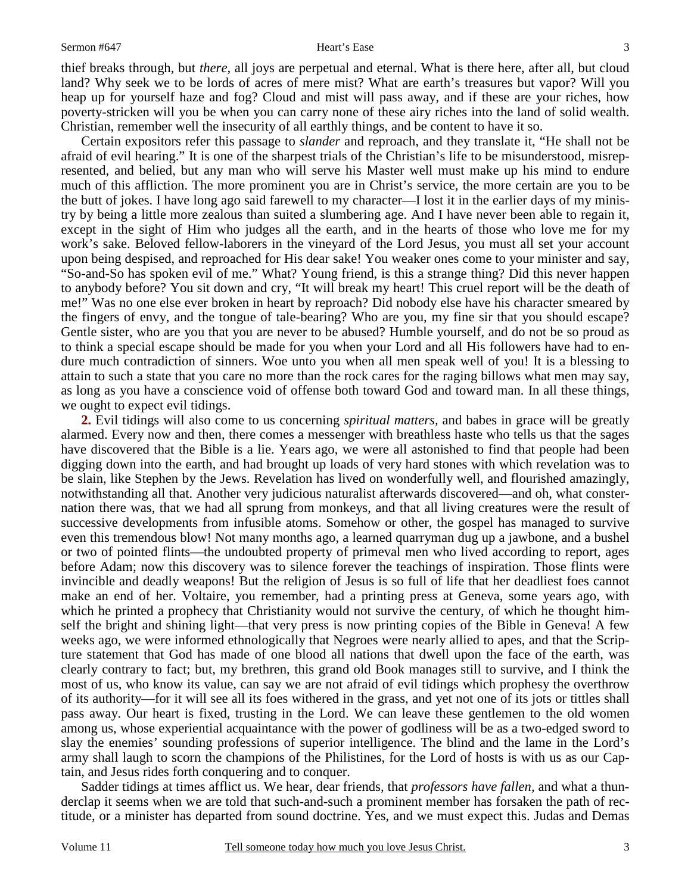thief breaks through, but *there,* all joys are perpetual and eternal. What is there here, after all, but cloud land? Why seek we to be lords of acres of mere mist? What are earth's treasures but vapor? Will you heap up for yourself haze and fog? Cloud and mist will pass away, and if these are your riches, how poverty-stricken will you be when you can carry none of these airy riches into the land of solid wealth. Christian, remember well the insecurity of all earthly things, and be content to have it so.

Certain expositors refer this passage to *slander* and reproach, and they translate it, "He shall not be afraid of evil hearing." It is one of the sharpest trials of the Christian's life to be misunderstood, misrepresented, and belied, but any man who will serve his Master well must make up his mind to endure much of this affliction. The more prominent you are in Christ's service, the more certain are you to be the butt of jokes. I have long ago said farewell to my character—I lost it in the earlier days of my ministry by being a little more zealous than suited a slumbering age. And I have never been able to regain it, except in the sight of Him who judges all the earth, and in the hearts of those who love me for my work's sake. Beloved fellow-laborers in the vineyard of the Lord Jesus, you must all set your account upon being despised, and reproached for His dear sake! You weaker ones come to your minister and say, "So-and-So has spoken evil of me." What? Young friend, is this a strange thing? Did this never happen to anybody before? You sit down and cry, "It will break my heart! This cruel report will be the death of me!" Was no one else ever broken in heart by reproach? Did nobody else have his character smeared by the fingers of envy, and the tongue of tale-bearing? Who are you, my fine sir that you should escape? Gentle sister, who are you that you are never to be abused? Humble yourself, and do not be so proud as to think a special escape should be made for you when your Lord and all His followers have had to endure much contradiction of sinners. Woe unto you when all men speak well of you! It is a blessing to attain to such a state that you care no more than the rock cares for the raging billows what men may say, as long as you have a conscience void of offense both toward God and toward man. In all these things, we ought to expect evil tidings.

**2.** Evil tidings will also come to us concerning *spiritual matters,* and babes in grace will be greatly alarmed. Every now and then, there comes a messenger with breathless haste who tells us that the sages have discovered that the Bible is a lie. Years ago, we were all astonished to find that people had been digging down into the earth, and had brought up loads of very hard stones with which revelation was to be slain, like Stephen by the Jews. Revelation has lived on wonderfully well, and flourished amazingly, notwithstanding all that. Another very judicious naturalist afterwards discovered—and oh, what consternation there was, that we had all sprung from monkeys, and that all living creatures were the result of successive developments from infusible atoms. Somehow or other, the gospel has managed to survive even this tremendous blow! Not many months ago, a learned quarryman dug up a jawbone, and a bushel or two of pointed flints—the undoubted property of primeval men who lived according to report, ages before Adam; now this discovery was to silence forever the teachings of inspiration. Those flints were invincible and deadly weapons! But the religion of Jesus is so full of life that her deadliest foes cannot make an end of her. Voltaire, you remember, had a printing press at Geneva, some years ago, with which he printed a prophecy that Christianity would not survive the century, of which he thought himself the bright and shining light—that very press is now printing copies of the Bible in Geneva! A few weeks ago, we were informed ethnologically that Negroes were nearly allied to apes, and that the Scripture statement that God has made of one blood all nations that dwell upon the face of the earth, was clearly contrary to fact; but, my brethren, this grand old Book manages still to survive, and I think the most of us, who know its value, can say we are not afraid of evil tidings which prophesy the overthrow of its authority—for it will see all its foes withered in the grass, and yet not one of its jots or tittles shall pass away. Our heart is fixed, trusting in the Lord. We can leave these gentlemen to the old women among us, whose experiential acquaintance with the power of godliness will be as a two-edged sword to slay the enemies' sounding professions of superior intelligence. The blind and the lame in the Lord's army shall laugh to scorn the champions of the Philistines, for the Lord of hosts is with us as our Captain, and Jesus rides forth conquering and to conquer.

Sadder tidings at times afflict us. We hear, dear friends, that *professors have fallen,* and what a thunderclap it seems when we are told that such-and-such a prominent member has forsaken the path of rectitude, or a minister has departed from sound doctrine. Yes, and we must expect this. Judas and Demas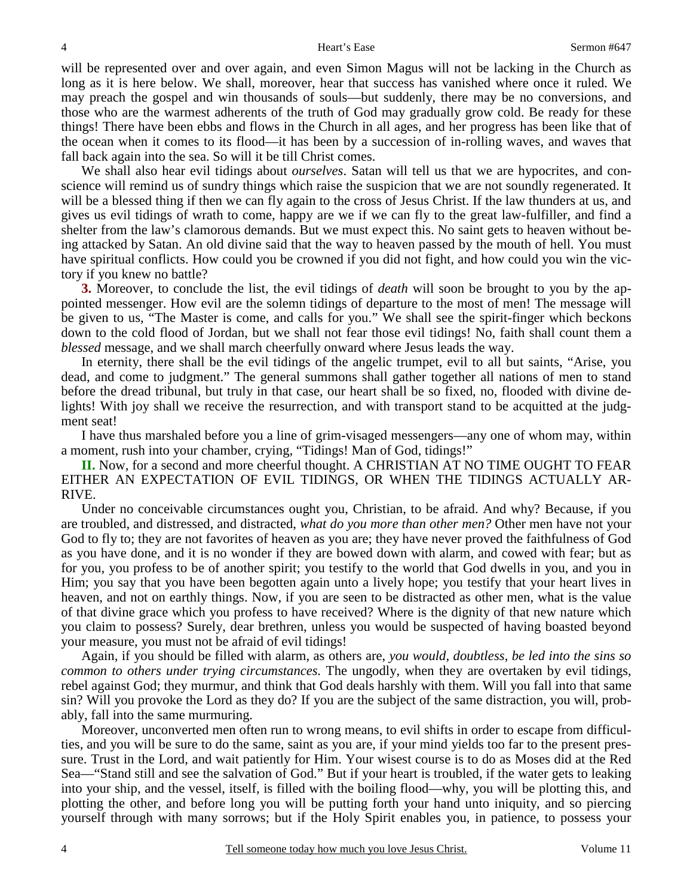will be represented over and over again, and even Simon Magus will not be lacking in the Church as long as it is here below. We shall, moreover, hear that success has vanished where once it ruled. We may preach the gospel and win thousands of souls—but suddenly, there may be no conversions, and those who are the warmest adherents of the truth of God may gradually grow cold. Be ready for these things! There have been ebbs and flows in the Church in all ages, and her progress has been like that of the ocean when it comes to its flood—it has been by a succession of in-rolling waves, and waves that fall back again into the sea. So will it be till Christ comes.

We shall also hear evil tidings about *ourselves*. Satan will tell us that we are hypocrites, and conscience will remind us of sundry things which raise the suspicion that we are not soundly regenerated. It will be a blessed thing if then we can fly again to the cross of Jesus Christ. If the law thunders at us, and gives us evil tidings of wrath to come, happy are we if we can fly to the great law-fulfiller, and find a shelter from the law's clamorous demands. But we must expect this. No saint gets to heaven without being attacked by Satan. An old divine said that the way to heaven passed by the mouth of hell. You must have spiritual conflicts. How could you be crowned if you did not fight, and how could you win the victory if you knew no battle?

**3.** Moreover, to conclude the list, the evil tidings of *death* will soon be brought to you by the appointed messenger. How evil are the solemn tidings of departure to the most of men! The message will be given to us, "The Master is come, and calls for you." We shall see the spirit-finger which beckons down to the cold flood of Jordan, but we shall not fear those evil tidings! No, faith shall count them a *blessed* message, and we shall march cheerfully onward where Jesus leads the way.

In eternity, there shall be the evil tidings of the angelic trumpet, evil to all but saints, "Arise, you dead, and come to judgment." The general summons shall gather together all nations of men to stand before the dread tribunal, but truly in that case, our heart shall be so fixed, no, flooded with divine delights! With joy shall we receive the resurrection, and with transport stand to be acquitted at the judgment seat!

I have thus marshaled before you a line of grim-visaged messengers—any one of whom may, within a moment, rush into your chamber, crying, "Tidings! Man of God, tidings!"

**II.** Now, for a second and more cheerful thought. A CHRISTIAN AT NO TIME OUGHT TO FEAR EITHER AN EXPECTATION OF EVIL TIDINGS, OR WHEN THE TIDINGS ACTUALLY ARRIVE.

Under no conceivable circumstances ought you, Christian, to be afraid. And why? Because, if you are troubled, and distressed, and distracted, *what do you more than other men?* Other men have not your God to fly to; they are not favorites of heaven as you are; they have never proved the faithfulness of God as you have done, and it is no wonder if they are bowed down with alarm, and cowed with fear; but as for you, you profess to be of another spirit; you testify to the world that God dwells in you, and you in Him; you say that you have been begotten again unto a lively hope; you testify that your heart lives in heaven, and not on earthly things. Now, if you are seen to be distracted as other men, what is the value of that divine grace which you profess to have received? Where is the dignity of that new nature which you claim to possess? Surely, dear brethren, unless you would be suspected of having boasted beyond your measure, you must not be afraid of evil tidings!

Again, if you should be filled with alarm, as others are, *you would, doubtless, be led into the sins so common to others under trying circumstances.* The ungodly, when they are overtaken by evil tidings, rebel against God; they murmur, and think that God deals harshly with them. Will you fall into that same sin? Will you provoke the Lord as they do? If you are the subject of the same distraction, you will, probably, fall into the same murmuring.

Moreover, unconverted men often run to wrong means, to evil shifts in order to escape from difficulties, and you will be sure to do the same, saint as you are, if your mind yields too far to the present pressure. Trust in the Lord, and wait patiently for Him. Your wisest course is to do as Moses did at the Red Sea—"Stand still and see the salvation of God." But if your heart is troubled, if the water gets to leaking into your ship, and the vessel, itself, is filled with the boiling flood—why, you will be plotting this, and plotting the other, and before long you will be putting forth your hand unto iniquity, and so piercing yourself through with many sorrows; but if the Holy Spirit enables you, in patience, to possess your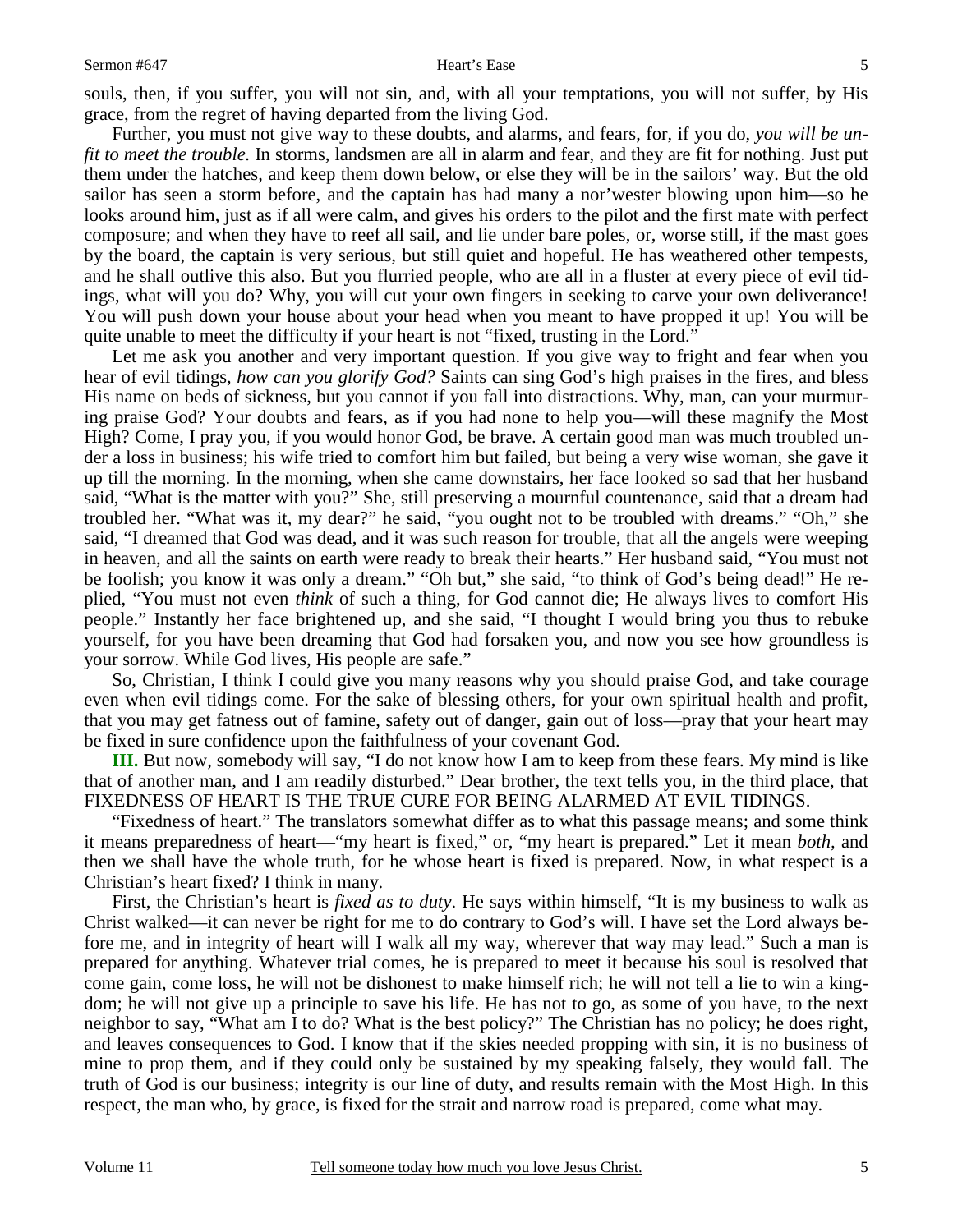souls, then, if you suffer, you will not sin, and, with all your temptations, you will not suffer, by His grace, from the regret of having departed from the living God.

Further, you must not give way to these doubts, and alarms, and fears, for, if you do, *you will be unfit to meet the trouble.* In storms, landsmen are all in alarm and fear, and they are fit for nothing. Just put them under the hatches, and keep them down below, or else they will be in the sailors' way. But the old sailor has seen a storm before, and the captain has had many a nor'wester blowing upon him—so he looks around him, just as if all were calm, and gives his orders to the pilot and the first mate with perfect composure; and when they have to reef all sail, and lie under bare poles, or, worse still, if the mast goes by the board, the captain is very serious, but still quiet and hopeful. He has weathered other tempests, and he shall outlive this also. But you flurried people, who are all in a fluster at every piece of evil tidings, what will you do? Why, you will cut your own fingers in seeking to carve your own deliverance! You will push down your house about your head when you meant to have propped it up! You will be quite unable to meet the difficulty if your heart is not "fixed, trusting in the Lord."

Let me ask you another and very important question. If you give way to fright and fear when you hear of evil tidings, *how can you glorify God?* Saints can sing God's high praises in the fires, and bless His name on beds of sickness, but you cannot if you fall into distractions. Why, man, can your murmuring praise God? Your doubts and fears, as if you had none to help you—will these magnify the Most High? Come, I pray you, if you would honor God, be brave. A certain good man was much troubled under a loss in business; his wife tried to comfort him but failed, but being a very wise woman, she gave it up till the morning. In the morning, when she came downstairs, her face looked so sad that her husband said, "What is the matter with you?" She, still preserving a mournful countenance, said that a dream had troubled her. "What was it, my dear?" he said, "you ought not to be troubled with dreams." "Oh," she said, "I dreamed that God was dead, and it was such reason for trouble, that all the angels were weeping in heaven, and all the saints on earth were ready to break their hearts." Her husband said, "You must not be foolish; you know it was only a dream." "Oh but," she said, "to think of God's being dead!" He replied, "You must not even *think* of such a thing, for God cannot die; He always lives to comfort His people." Instantly her face brightened up, and she said, "I thought I would bring you thus to rebuke yourself, for you have been dreaming that God had forsaken you, and now you see how groundless is your sorrow. While God lives, His people are safe."

So, Christian, I think I could give you many reasons why you should praise God, and take courage even when evil tidings come. For the sake of blessing others, for your own spiritual health and profit, that you may get fatness out of famine, safety out of danger, gain out of loss—pray that your heart may be fixed in sure confidence upon the faithfulness of your covenant God.

**III.** But now, somebody will say, "I do not know how I am to keep from these fears. My mind is like that of another man, and I am readily disturbed." Dear brother, the text tells you, in the third place, that FIXEDNESS OF HEART IS THE TRUE CURE FOR BEING ALARMED AT EVIL TIDINGS.

"Fixedness of heart." The translators somewhat differ as to what this passage means; and some think it means preparedness of heart—"my heart is fixed," or, "my heart is prepared." Let it mean *both,* and then we shall have the whole truth, for he whose heart is fixed is prepared. Now, in what respect is a Christian's heart fixed? I think in many.

First, the Christian's heart is *fixed as to duty*. He says within himself, "It is my business to walk as Christ walked—it can never be right for me to do contrary to God's will. I have set the Lord always before me, and in integrity of heart will I walk all my way, wherever that way may lead." Such a man is prepared for anything. Whatever trial comes, he is prepared to meet it because his soul is resolved that come gain, come loss, he will not be dishonest to make himself rich; he will not tell a lie to win a kingdom; he will not give up a principle to save his life. He has not to go, as some of you have, to the next neighbor to say, "What am I to do? What is the best policy?" The Christian has no policy; he does right, and leaves consequences to God. I know that if the skies needed propping with sin, it is no business of mine to prop them, and if they could only be sustained by my speaking falsely, they would fall. The truth of God is our business; integrity is our line of duty, and results remain with the Most High. In this respect, the man who, by grace, is fixed for the strait and narrow road is prepared, come what may.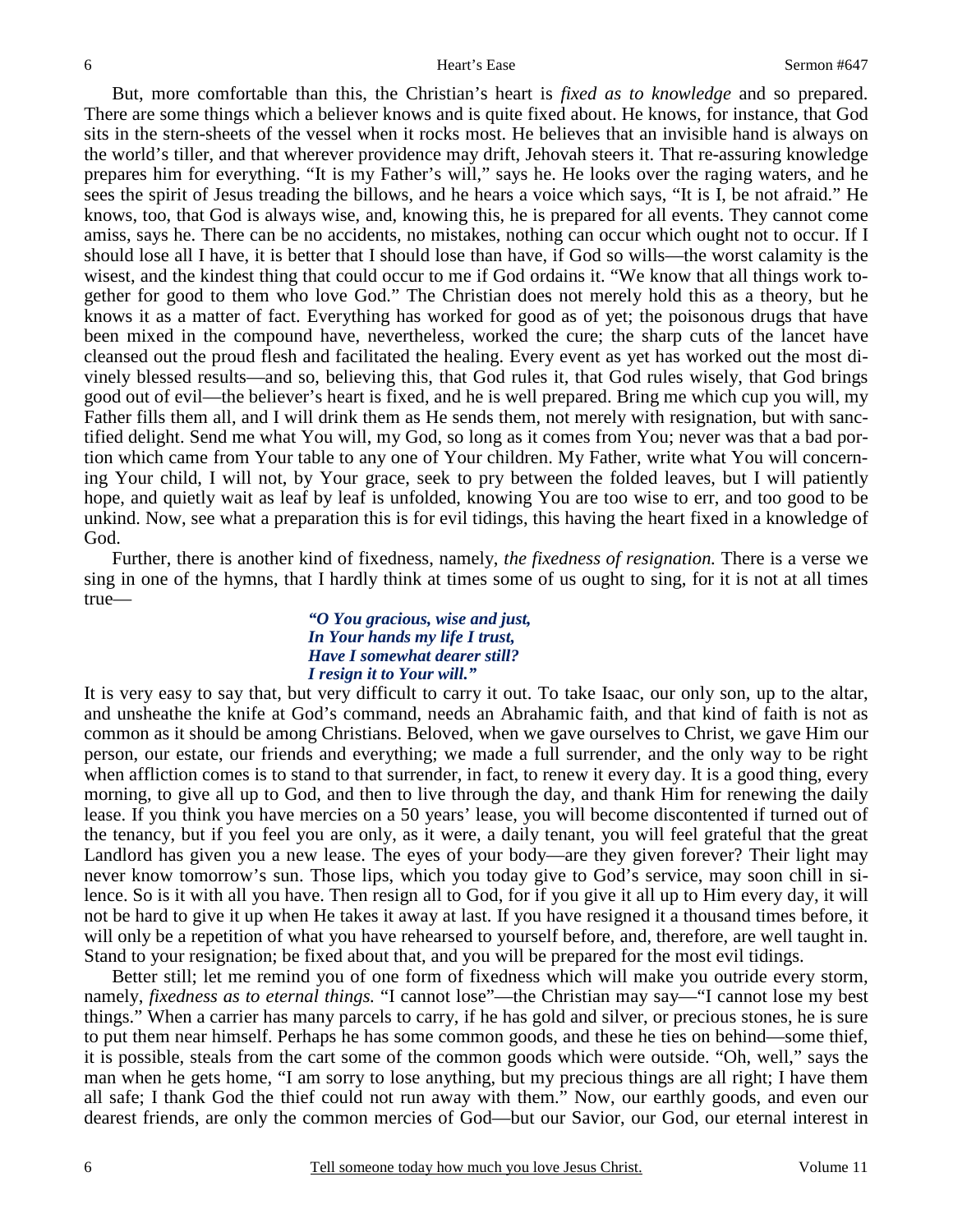But, more comfortable than this, the Christian's heart is *fixed as to knowledge* and so prepared. There are some things which a believer knows and is quite fixed about. He knows, for instance, that God sits in the stern-sheets of the vessel when it rocks most. He believes that an invisible hand is always on the world's tiller, and that wherever providence may drift, Jehovah steers it. That re-assuring knowledge prepares him for everything. "It is my Father's will," says he. He looks over the raging waters, and he sees the spirit of Jesus treading the billows, and he hears a voice which says, "It is I, be not afraid." He knows, too, that God is always wise, and, knowing this, he is prepared for all events. They cannot come amiss, says he. There can be no accidents, no mistakes, nothing can occur which ought not to occur. If I should lose all I have, it is better that I should lose than have, if God so wills—the worst calamity is the wisest, and the kindest thing that could occur to me if God ordains it. "We know that all things work together for good to them who love God." The Christian does not merely hold this as a theory, but he knows it as a matter of fact. Everything has worked for good as of yet; the poisonous drugs that have been mixed in the compound have, nevertheless, worked the cure; the sharp cuts of the lancet have cleansed out the proud flesh and facilitated the healing. Every event as yet has worked out the most divinely blessed results—and so, believing this, that God rules it, that God rules wisely, that God brings good out of evil—the believer's heart is fixed, and he is well prepared. Bring me which cup you will, my Father fills them all, and I will drink them as He sends them, not merely with resignation, but with sanctified delight. Send me what You will, my God, so long as it comes from You; never was that a bad portion which came from Your table to any one of Your children. My Father, write what You will concerning Your child, I will not, by Your grace, seek to pry between the folded leaves, but I will patiently hope, and quietly wait as leaf by leaf is unfolded, knowing You are too wise to err, and too good to be unkind. Now, see what a preparation this is for evil tidings, this having the heart fixed in a knowledge of God.

Further, there is another kind of fixedness, namely, *the fixedness of resignation.* There is a verse we sing in one of the hymns, that I hardly think at times some of us ought to sing, for it is not at all times true—

> ***"O You gracious, wise and just,***
> ***In Your hands my life I trust,***
> ***Have I somewhat dearer still?***
> ***I resign it to Your will."***

It is very easy to say that, but very difficult to carry it out. To take Isaac, our only son, up to the altar, and unsheathe the knife at God's command, needs an Abrahamic faith, and that kind of faith is not as common as it should be among Christians. Beloved, when we gave ourselves to Christ, we gave Him our person, our estate, our friends and everything; we made a full surrender, and the only way to be right when affliction comes is to stand to that surrender, in fact, to renew it every day. It is a good thing, every morning, to give all up to God, and then to live through the day, and thank Him for renewing the daily lease. If you think you have mercies on a 50 years' lease, you will become discontented if turned out of the tenancy, but if you feel you are only, as it were, a daily tenant, you will feel grateful that the great Landlord has given you a new lease. The eyes of your body—are they given forever? Their light may never know tomorrow's sun. Those lips, which you today give to God's service, may soon chill in silence. So is it with all you have. Then resign all to God, for if you give it all up to Him every day, it will not be hard to give it up when He takes it away at last. If you have resigned it a thousand times before, it will only be a repetition of what you have rehearsed to yourself before, and, therefore, are well taught in. Stand to your resignation; be fixed about that, and you will be prepared for the most evil tidings.

Better still; let me remind you of one form of fixedness which will make you outride every storm, namely, *fixedness as to eternal things.* "I cannot lose"—the Christian may say—"I cannot lose my best things." When a carrier has many parcels to carry, if he has gold and silver, or precious stones, he is sure to put them near himself. Perhaps he has some common goods, and these he ties on behind—some thief, it is possible, steals from the cart some of the common goods which were outside. "Oh, well," says the man when he gets home, "I am sorry to lose anything, but my precious things are all right; I have them all safe; I thank God the thief could not run away with them." Now, our earthly goods, and even our dearest friends, are only the common mercies of God—but our Savior, our God, our eternal interest in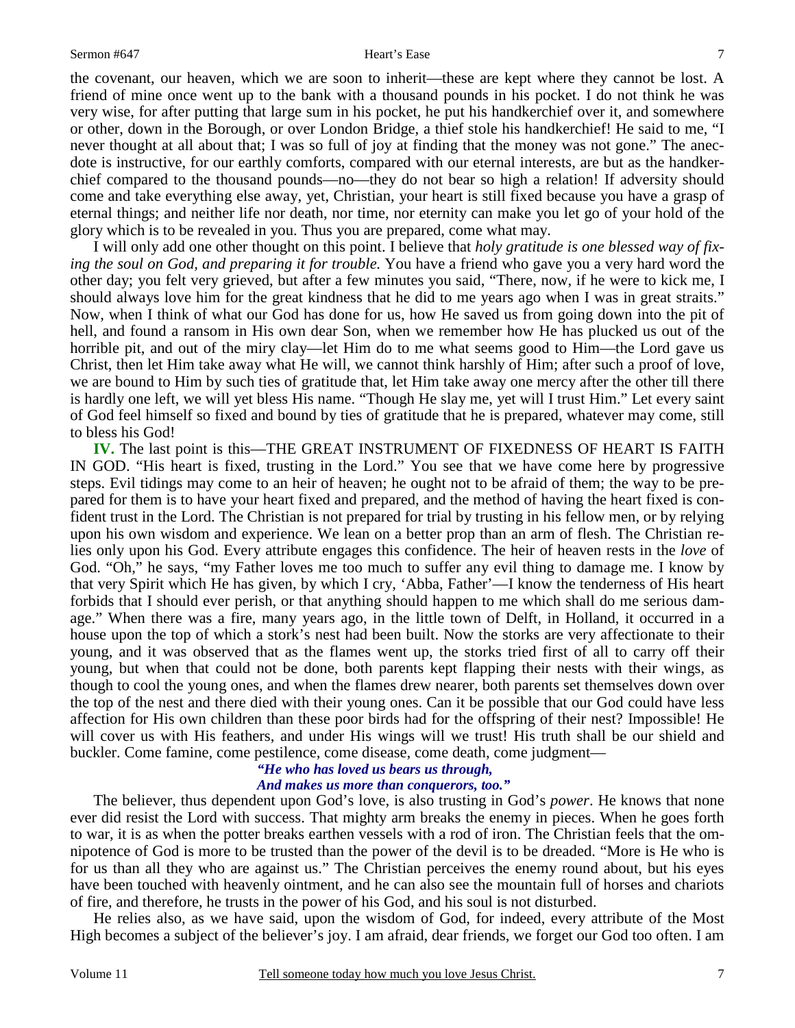the covenant, our heaven, which we are soon to inherit—these are kept where they cannot be lost. A friend of mine once went up to the bank with a thousand pounds in his pocket. I do not think he was very wise, for after putting that large sum in his pocket, he put his handkerchief over it, and somewhere or other, down in the Borough, or over London Bridge, a thief stole his handkerchief! He said to me, "I never thought at all about that; I was so full of joy at finding that the money was not gone." The anecdote is instructive, for our earthly comforts, compared with our eternal interests, are but as the handkerchief compared to the thousand pounds—no—they do not bear so high a relation! If adversity should come and take everything else away, yet, Christian, your heart is still fixed because you have a grasp of eternal things; and neither life nor death, nor time, nor eternity can make you let go of your hold of the glory which is to be revealed in you. Thus you are prepared, come what may.

I will only add one other thought on this point. I believe that *holy gratitude is one blessed way of fixing the soul on God, and preparing it for trouble.* You have a friend who gave you a very hard word the other day; you felt very grieved, but after a few minutes you said, "There, now, if he were to kick me, I should always love him for the great kindness that he did to me years ago when I was in great straits." Now, when I think of what our God has done for us, how He saved us from going down into the pit of hell, and found a ransom in His own dear Son, when we remember how He has plucked us out of the horrible pit, and out of the miry clay—let Him do to me what seems good to Him—the Lord gave us Christ, then let Him take away what He will, we cannot think harshly of Him; after such a proof of love, we are bound to Him by such ties of gratitude that, let Him take away one mercy after the other till there is hardly one left, we will yet bless His name. "Though He slay me, yet will I trust Him." Let every saint of God feel himself so fixed and bound by ties of gratitude that he is prepared, whatever may come, still to bless his God!

**IV.** The last point is this—THE GREAT INSTRUMENT OF FIXEDNESS OF HEART IS FAITH IN GOD. "His heart is fixed, trusting in the Lord." You see that we have come here by progressive steps. Evil tidings may come to an heir of heaven; he ought not to be afraid of them; the way to be prepared for them is to have your heart fixed and prepared, and the method of having the heart fixed is confident trust in the Lord. The Christian is not prepared for trial by trusting in his fellow men, or by relying upon his own wisdom and experience. We lean on a better prop than an arm of flesh. The Christian relies only upon his God. Every attribute engages this confidence. The heir of heaven rests in the *love* of God. "Oh," he says, "my Father loves me too much to suffer any evil thing to damage me. I know by that very Spirit which He has given, by which I cry, 'Abba, Father'—I know the tenderness of His heart forbids that I should ever perish, or that anything should happen to me which shall do me serious damage." When there was a fire, many years ago, in the little town of Delft, in Holland, it occurred in a house upon the top of which a stork's nest had been built. Now the storks are very affectionate to their young, and it was observed that as the flames went up, the storks tried first of all to carry off their young, but when that could not be done, both parents kept flapping their nests with their wings, as though to cool the young ones, and when the flames drew nearer, both parents set themselves down over the top of the nest and there died with their young ones. Can it be possible that our God could have less affection for His own children than these poor birds had for the offspring of their nest? Impossible! He will cover us with His feathers, and under His wings will we trust! His truth shall be our shield and buckler. Come famine, come pestilence, come disease, come death, come judgment—

*"He who has loved us bears us through,*
*And makes us more than conquerors, too."*

The believer, thus dependent upon God's love, is also trusting in God's *power*. He knows that none ever did resist the Lord with success. That mighty arm breaks the enemy in pieces. When he goes forth to war, it is as when the potter breaks earthen vessels with a rod of iron. The Christian feels that the omnipotence of God is more to be trusted than the power of the devil is to be dreaded. "More is He who is for us than all they who are against us." The Christian perceives the enemy round about, but his eyes have been touched with heavenly ointment, and he can also see the mountain full of horses and chariots of fire, and therefore, he trusts in the power of his God, and his soul is not disturbed.

He relies also, as we have said, upon the wisdom of God, for indeed, every attribute of the Most High becomes a subject of the believer's joy. I am afraid, dear friends, we forget our God too often. I am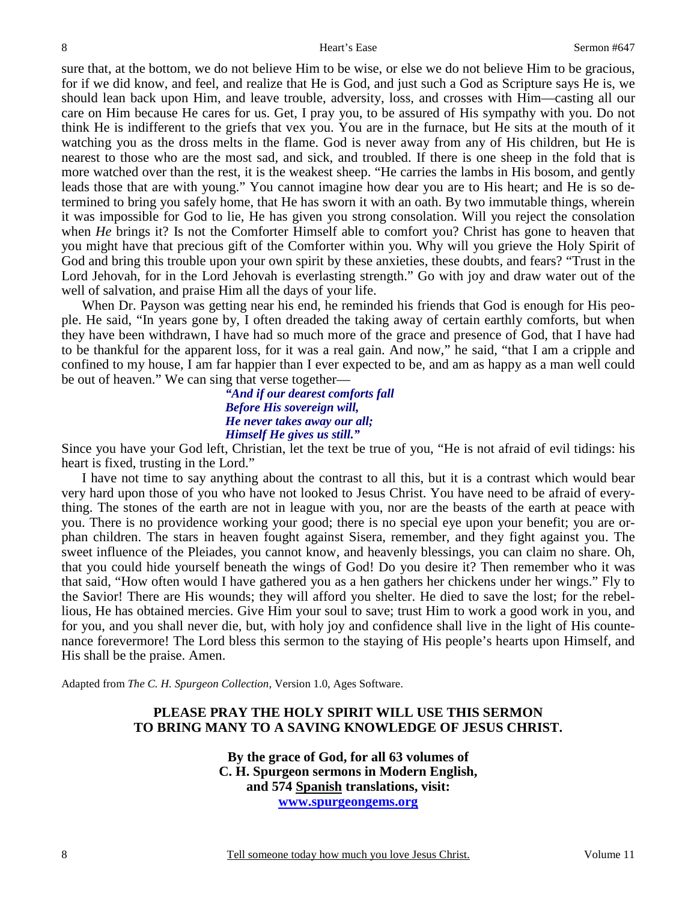sure that, at the bottom, we do not believe Him to be wise, or else we do not believe Him to be gracious, for if we did know, and feel, and realize that He is God, and just such a God as Scripture says He is, we should lean back upon Him, and leave trouble, adversity, loss, and crosses with Him—casting all our care on Him because He cares for us. Get, I pray you, to be assured of His sympathy with you. Do not think He is indifferent to the griefs that vex you. You are in the furnace, but He sits at the mouth of it watching you as the dross melts in the flame. God is never away from any of His children, but He is nearest to those who are the most sad, and sick, and troubled. If there is one sheep in the fold that is more watched over than the rest, it is the weakest sheep. "He carries the lambs in His bosom, and gently leads those that are with young." You cannot imagine how dear you are to His heart; and He is so determined to bring you safely home, that He has sworn it with an oath. By two immutable things, wherein it was impossible for God to lie, He has given you strong consolation. Will you reject the consolation when *He* brings it? Is not the Comforter Himself able to comfort you? Christ has gone to heaven that you might have that precious gift of the Comforter within you. Why will you grieve the Holy Spirit of God and bring this trouble upon your own spirit by these anxieties, these doubts, and fears? "Trust in the Lord Jehovah, for in the Lord Jehovah is everlasting strength." Go with joy and draw water out of the well of salvation, and praise Him all the days of your life.

When Dr. Payson was getting near his end, he reminded his friends that God is enough for His people. He said, "In years gone by, I often dreaded the taking away of certain earthly comforts, but when they have been withdrawn, I have had so much more of the grace and presence of God, that I have had to be thankful for the apparent loss, for it was a real gain. And now," he said, "that I am a cripple and confined to my house, I am far happier than I ever expected to be, and am as happy as a man well could be out of heaven." We can sing that verse together—

> ***"And if our dearest comforts fall***
> ***Before His sovereign will,***
> ***He never takes away our all;***
> ***Himself He gives us still."***

Since you have your God left, Christian, let the text be true of you, "He is not afraid of evil tidings: his heart is fixed, trusting in the Lord."

I have not time to say anything about the contrast to all this, but it is a contrast which would bear very hard upon those of you who have not looked to Jesus Christ. You have need to be afraid of everything. The stones of the earth are not in league with you, nor are the beasts of the earth at peace with you. There is no providence working your good; there is no special eye upon your benefit; you are orphan children. The stars in heaven fought against Sisera, remember, and they fight against you. The sweet influence of the Pleiades, you cannot know, and heavenly blessings, you can claim no share. Oh, that you could hide yourself beneath the wings of God! Do you desire it? Then remember who it was that said, "How often would I have gathered you as a hen gathers her chickens under her wings." Fly to the Savior! There are His wounds; they will afford you shelter. He died to save the lost; for the rebellious, He has obtained mercies. Give Him your soul to save; trust Him to work a good work in you, and for you, and you shall never die, but, with holy joy and confidence shall live in the light of His countenance forevermore! The Lord bless this sermon to the staying of His people's hearts upon Himself, and His shall be the praise. Amen.

Adapted from *The C. H. Spurgeon Collection*, Version 1.0, Ages Software.

**PLEASE PRAY THE HOLY SPIRIT WILL USE THIS SERMON TO BRING MANY TO A SAVING KNOWLEDGE OF JESUS CHRIST.**

**By the grace of God, for all 63 volumes of C. H. Spurgeon sermons in Modern English, and 574 Spanish translations, visit: www.spurgeongems.org**

Tell someone today how much you love Jesus Christ.